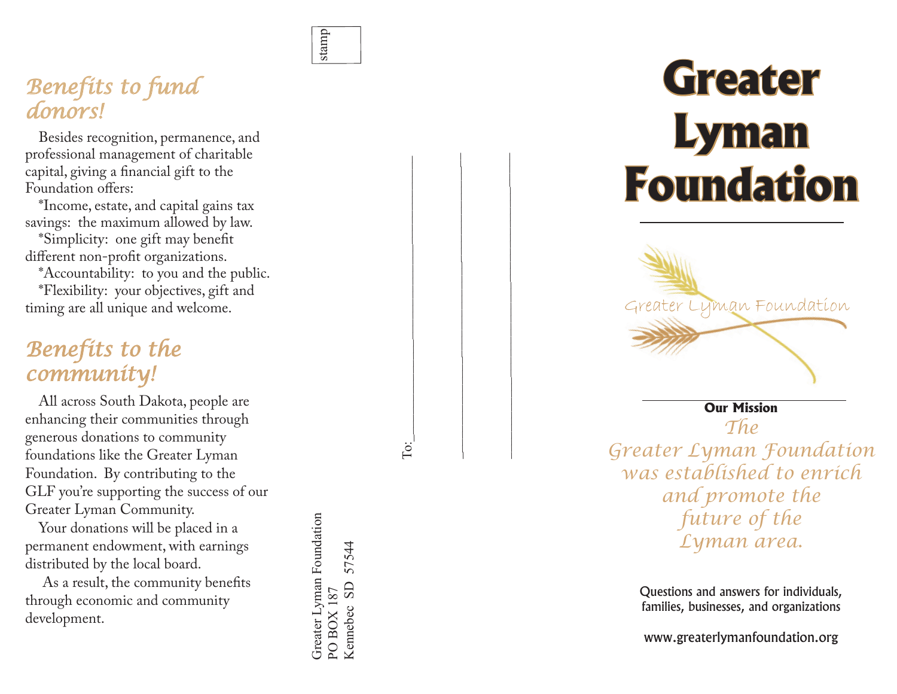## Benefits to fund donors!

Besides recognition, permanence, and professional management of charitable capital, giving a financial gift to the Foundation offers:

*Income, estate, and capital gains tax savings: the maximum allowed by law.
*Simplicity: one gift may benefit different non-profit organizations.
*Accountability: to you and the public.
*Flexibility: your objectives, gift and timing are all unique and welcome.

## Benefits to the community!

All across South Dakota, people are enhancing their communities through generous donations to community foundations like the Greater Lyman Foundation. By contributing to the GLF you're supporting the success of our Greater Lyman Community.

Your donations will be placed in a permanent endowment, with earnings distributed by the local board.

As a result, the community benefits through economic and community development.

stamp

Greater Lyman Foundation
PO BOX 187
Kennebec SD 57544

To:

# Greater Lyman Foundation

Greater Lyman Foundation

**Our Mission**

*The Greater Lyman Foundation was established to enrich and promote the future of the Lyman area.*

Questions and answers for individuals, families, businesses, and organizations

www.greaterlymanfoundation.org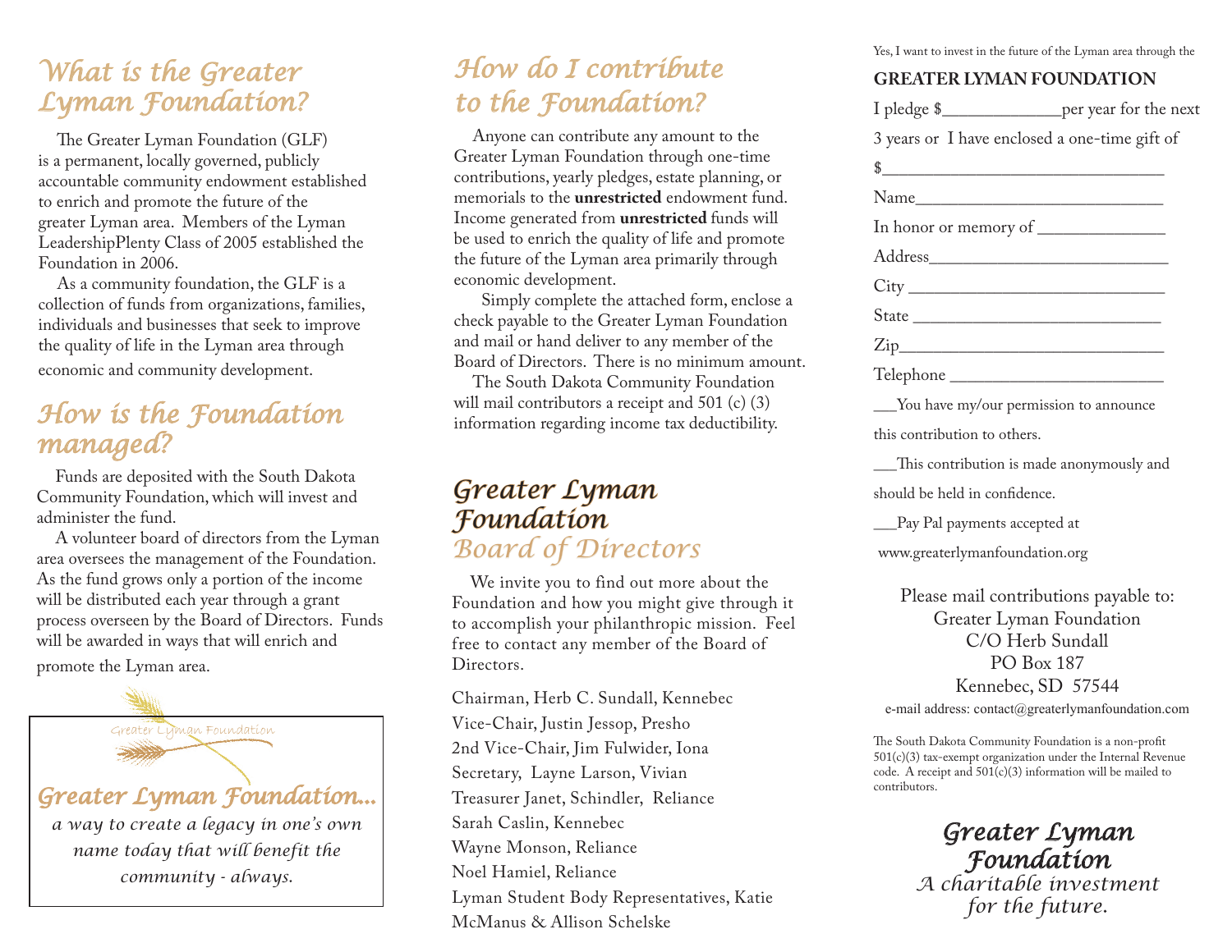## What is the Greater Lyman Foundation?

The Greater Lyman Foundation (GLF) is a permanent, locally governed, publicly accountable community endowment established to enrich and promote the future of the greater Lyman area. Members of the Lyman LeadershipPlenty Class of 2005 established the Foundation in 2006.

As a community foundation, the GLF is a collection of funds from organizations, families, individuals and businesses that seek to improve the quality of life in the Lyman area through economic and community development.

## How is the Foundation managed?

Funds are deposited with the South Dakota Community Foundation, which will invest and administer the fund.

A volunteer board of directors from the Lyman area oversees the management of the Foundation. As the fund grows only a portion of the income will be distributed each year through a grant process overseen by the Board of Directors. Funds will be awarded in ways that will enrich and promote the Lyman area.

Greater Lyman Foundation

*Greater Lyman Foundation...*

*a way to create a legacy in one's own name today that will benefit the community - always.*

## How do I contribute to the Foundation?

Anyone can contribute any amount to the Greater Lyman Foundation through one-time contributions, yearly pledges, estate planning, or memorials to the **unrestricted** endowment fund. Income generated from **unrestricted** funds will be used to enrich the quality of life and promote the future of the Lyman area primarily through economic development.

Simply complete the attached form, enclose a check payable to the Greater Lyman Foundation and mail or hand deliver to any member of the Board of Directors. There is no minimum amount.

The South Dakota Community Foundation will mail contributors a receipt and 501 (c) (3) information regarding income tax deductibility.

## Greater Lyman Foundation Board of Directors

We invite you to find out more about the Foundation and how you might give through it to accomplish your philanthropic mission. Feel free to contact any member of the Board of Directors.

Chairman, Herb C. Sundall, Kennebec
Vice-Chair, Justin Jessop, Presho
2nd Vice-Chair, Jim Fulwider, Iona
Secretary, Layne Larson, Vivian
Treasurer Janet, Schindler, Reliance
Sarah Caslin, Kennebec
Wayne Monson, Reliance
Noel Hamiel, Reliance
Lyman Student Body Representatives, Katie McManus & Allison Schelske

Yes, I want to invest in the future of the Lyman area through the

**GREATER LYMAN FOUNDATION**

I pledge $______________per year for the next 3 years or I have enclosed a one-time gift of $_________________________________

Name____________________________

In honor or memory of ______________

Address___________________________

City _____________________________

State ____________________________

Zip______________________________

Telephone ________________________

___You have my/our permission to announce this contribution to others.

___This contribution is made anonymously and should be held in confidence.

___Pay Pal payments accepted at www.greaterlymanfoundation.org

Please mail contributions payable to:
Greater Lyman Foundation
C/O Herb Sundall
PO Box 187
Kennebec, SD 57544

e-mail address: contact@greaterlymanfoundation.com

The South Dakota Community Foundation is a non-profit 501(c)(3) tax-exempt organization under the Internal Revenue code. A receipt and 501(c)(3) information will be mailed to contributors.

*Greater Lyman Foundation*
*A charitable investment for the future.*